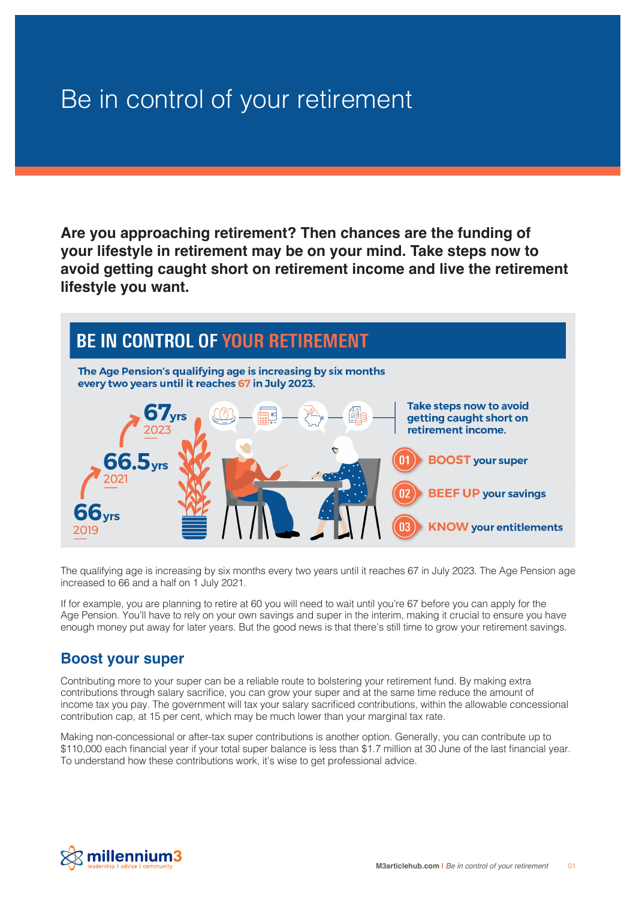# Be in control of your retirement

**Are you approaching retirement? Then chances are the funding of your lifestyle in retirement may be on your mind. Take steps now to avoid getting caught short on retirement income and live the retirement lifestyle you want.**

## BE IN CONTROL OF YOUR RETIREMENT

**The Age Pension's qualifying age is increasing by six months every two years until it reaches 67 in July 2023.**

- 66yrs — 2019
- 66.5yrs — 2021
- 67yrs — 2023

**Take steps now to avoid getting caught short on retirement income.**

01 **BOOST** your super

02 **BEEF UP** your savings

03 **KNOW** your entitlements

The qualifying age is increasing by six months every two years until it reaches 67 in July 2023. The Age Pension age increased to 66 and a half on 1 July 2021.

If for example, you are planning to retire at 60 you will need to wait until you're 67 before you can apply for the Age Pension. You'll have to rely on your own savings and super in the interim, making it crucial to ensure you have enough money put away for later years. But the good news is that there's still time to grow your retirement savings.

## Boost your super

Contributing more to your super can be a reliable route to bolstering your retirement fund. By making extra contributions through salary sacrifice, you can grow your super and at the same time reduce the amount of income tax you pay. The government will tax your salary sacrificed contributions, within the allowable concessional contribution cap, at 15 per cent, which may be much lower than your marginal tax rate.

Making non-concessional or after-tax super contributions is another option. Generally, you can contribute up to $110,000 each financial year if your total super balance is less than $1.7 million at 30 June of the last financial year. To understand how these contributions work, it's wise to get professional advice.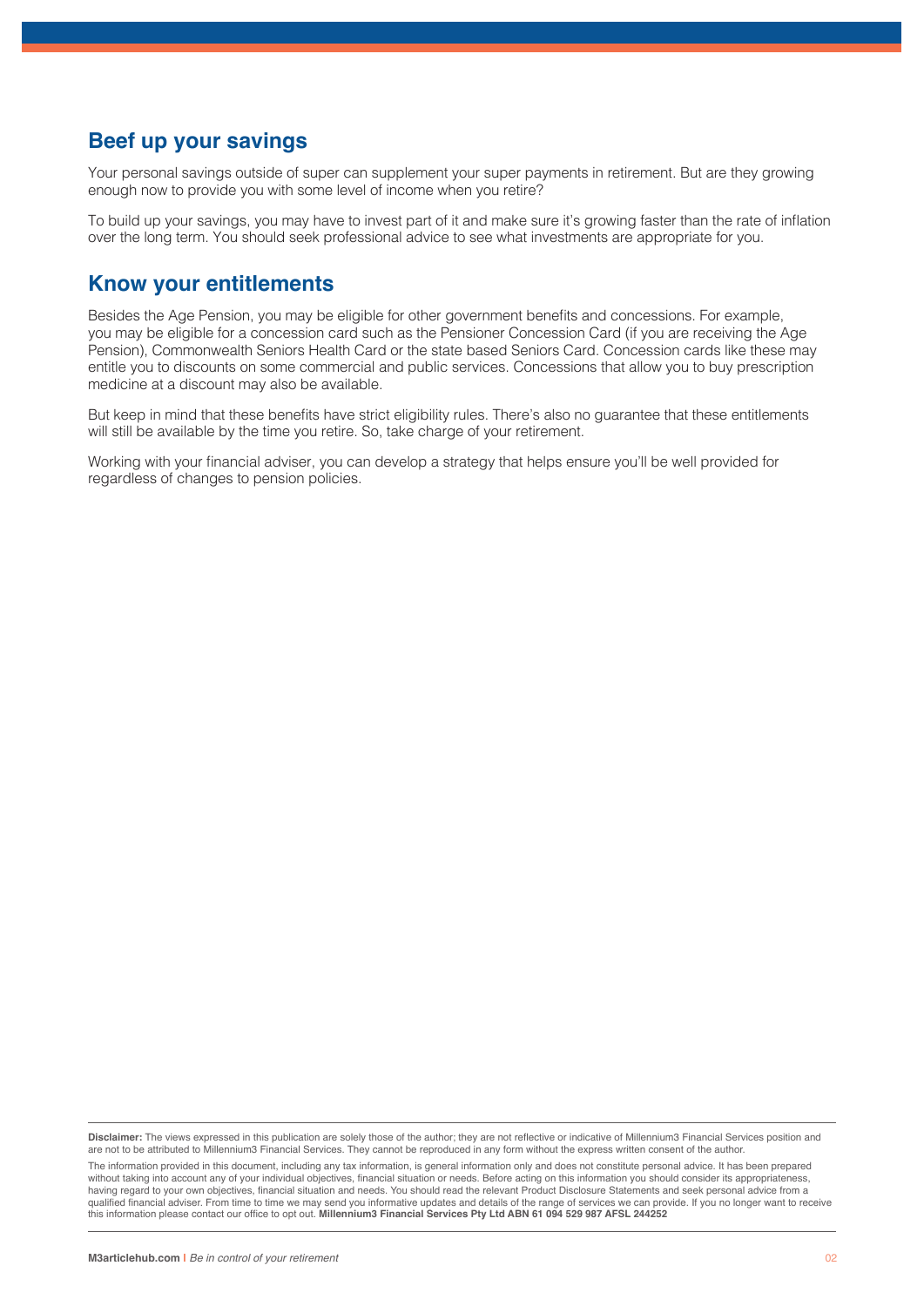## Beef up your savings

Your personal savings outside of super can supplement your super payments in retirement. But are they growing enough now to provide you with some level of income when you retire?

To build up your savings, you may have to invest part of it and make sure it's growing faster than the rate of inflation over the long term. You should seek professional advice to see what investments are appropriate for you.

## Know your entitlements

Besides the Age Pension, you may be eligible for other government benefits and concessions. For example, you may be eligible for a concession card such as the Pensioner Concession Card (if you are receiving the Age Pension), Commonwealth Seniors Health Card or the state based Seniors Card. Concession cards like these may entitle you to discounts on some commercial and public services. Concessions that allow you to buy prescription medicine at a discount may also be available.

But keep in mind that these benefits have strict eligibility rules. There's also no guarantee that these entitlements will still be available by the time you retire. So, take charge of your retirement.

Working with your financial adviser, you can develop a strategy that helps ensure you'll be well provided for regardless of changes to pension policies.

---

**Disclaimer:** The views expressed in this publication are solely those of the author; they are not reflective or indicative of Millennium3 Financial Services position and are not to be attributed to Millennium3 Financial Services. They cannot be reproduced in any form without the express written consent of the author.

The information provided in this document, including any tax information, is general information only and does not constitute personal advice. It has been prepared without taking into account any of your individual objectives, financial situation or needs. Before acting on this information you should consider its appropriateness, having regard to your own objectives, financial situation and needs. You should read the relevant Product Disclosure Statements and seek personal advice from a qualified financial adviser. From time to time we may send you informative updates and details of the range of services we can provide. If you no longer want to receive this information please contact our office to opt out. **Millennium3 Financial Services Pty Ltd ABN 61 094 529 987 AFSL 244252**